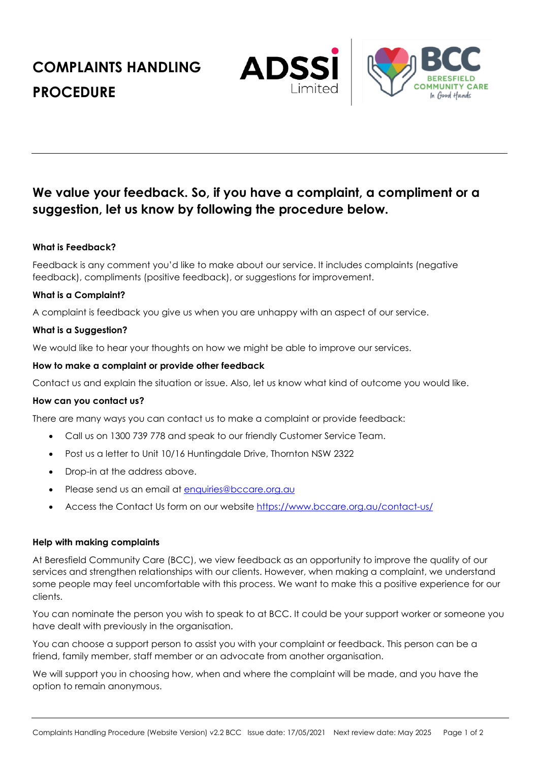# COMPLAINTS HANDLING PROCEDURE

## We value your feedback. So, if you have a complaint, a compliment or a suggestion, let us know by following the procedure below.

**What is Feedback?**

Feedback is any comment you'd like to make about our service. It includes complaints (negative feedback), compliments (positive feedback), or suggestions for improvement.

**What is a Complaint?**

A complaint is feedback you give us when you are unhappy with an aspect of our service.

**What is a Suggestion?**

We would like to hear your thoughts on how we might be able to improve our services.

**How to make a complaint or provide other feedback**

Contact us and explain the situation or issue. Also, let us know what kind of outcome you would like.

**How can you contact us?**

There are many ways you can contact us to make a complaint or provide feedback:

- Call us on 1300 739 778 and speak to our friendly Customer Service Team.
- Post us a letter to Unit 10/16 Huntingdale Drive, Thornton NSW 2322
- Drop-in at the address above.
- Please send us an email at enquiries@bccare.org.au
- Access the Contact Us form on our website https://www.bccare.org.au/contact-us/

**Help with making complaints**

At Beresfield Community Care (BCC), we view feedback as an opportunity to improve the quality of our services and strengthen relationships with our clients. However, when making a complaint, we understand some people may feel uncomfortable with this process. We want to make this a positive experience for our clients.

You can nominate the person you wish to speak to at BCC. It could be your support worker or someone you have dealt with previously in the organisation.

You can choose a support person to assist you with your complaint or feedback. This person can be a friend, family member, staff member or an advocate from another organisation.

We will support you in choosing how, when and where the complaint will be made, and you have the option to remain anonymous.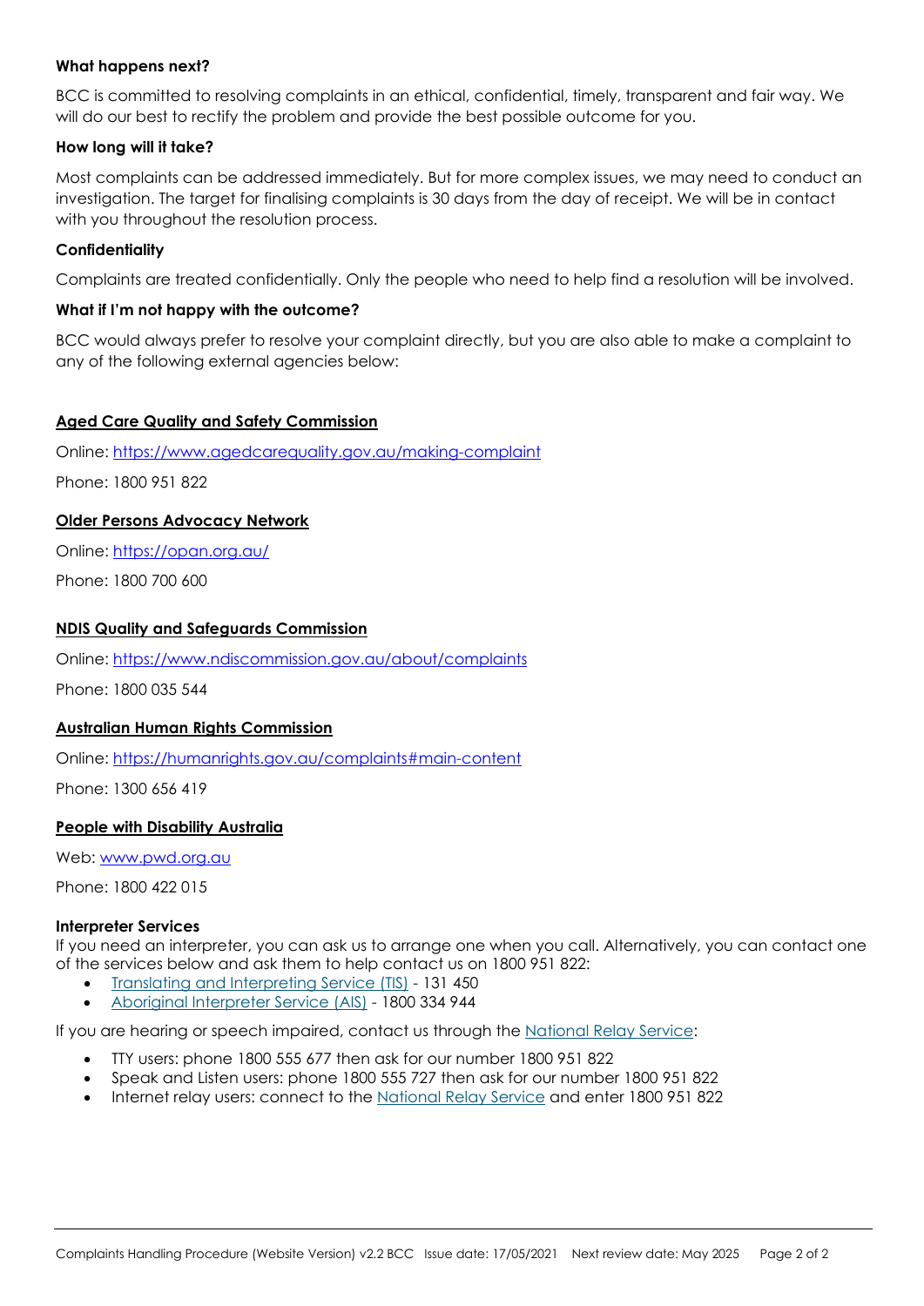**What happens next?**

BCC is committed to resolving complaints in an ethical, confidential, timely, transparent and fair way. We will do our best to rectify the problem and provide the best possible outcome for you.

**How long will it take?**

Most complaints can be addressed immediately. But for more complex issues, we may need to conduct an investigation. The target for finalising complaints is 30 days from the day of receipt. We will be in contact with you throughout the resolution process.

**Confidentiality**

Complaints are treated confidentially. Only the people who need to help find a resolution will be involved.

**What if I'm not happy with the outcome?**

BCC would always prefer to resolve your complaint directly, but you are also able to make a complaint to any of the following external agencies below:

**Aged Care Quality and Safety Commission**

Online: https://www.agedcarequality.gov.au/making-complaint

Phone: 1800 951 822

**Older Persons Advocacy Network**

Online: https://opan.org.au/

Phone: 1800 700 600

**NDIS Quality and Safeguards Commission**

Online: https://www.ndiscommission.gov.au/about/complaints

Phone: 1800 035 544

**Australian Human Rights Commission**

Online: https://humanrights.gov.au/complaints#main-content

Phone: 1300 656 419

**People with Disability Australia**

Web: www.pwd.org.au

Phone: 1800 422 015

**Interpreter Services**

If you need an interpreter, you can ask us to arrange one when you call. Alternatively, you can contact one of the services below and ask them to help contact us on 1800 951 822:

- Translating and Interpreting Service (TIS) - 131 450
- Aboriginal Interpreter Service (AIS) - 1800 334 944

If you are hearing or speech impaired, contact us through the National Relay Service:

- TTY users: phone 1800 555 677 then ask for our number 1800 951 822
- Speak and Listen users: phone 1800 555 727 then ask for our number 1800 951 822
- Internet relay users: connect to the National Relay Service and enter 1800 951 822

Complaints Handling Procedure (Website Version) v2.2 BCC Issue date: 17/05/2021 Next review date: May 2025